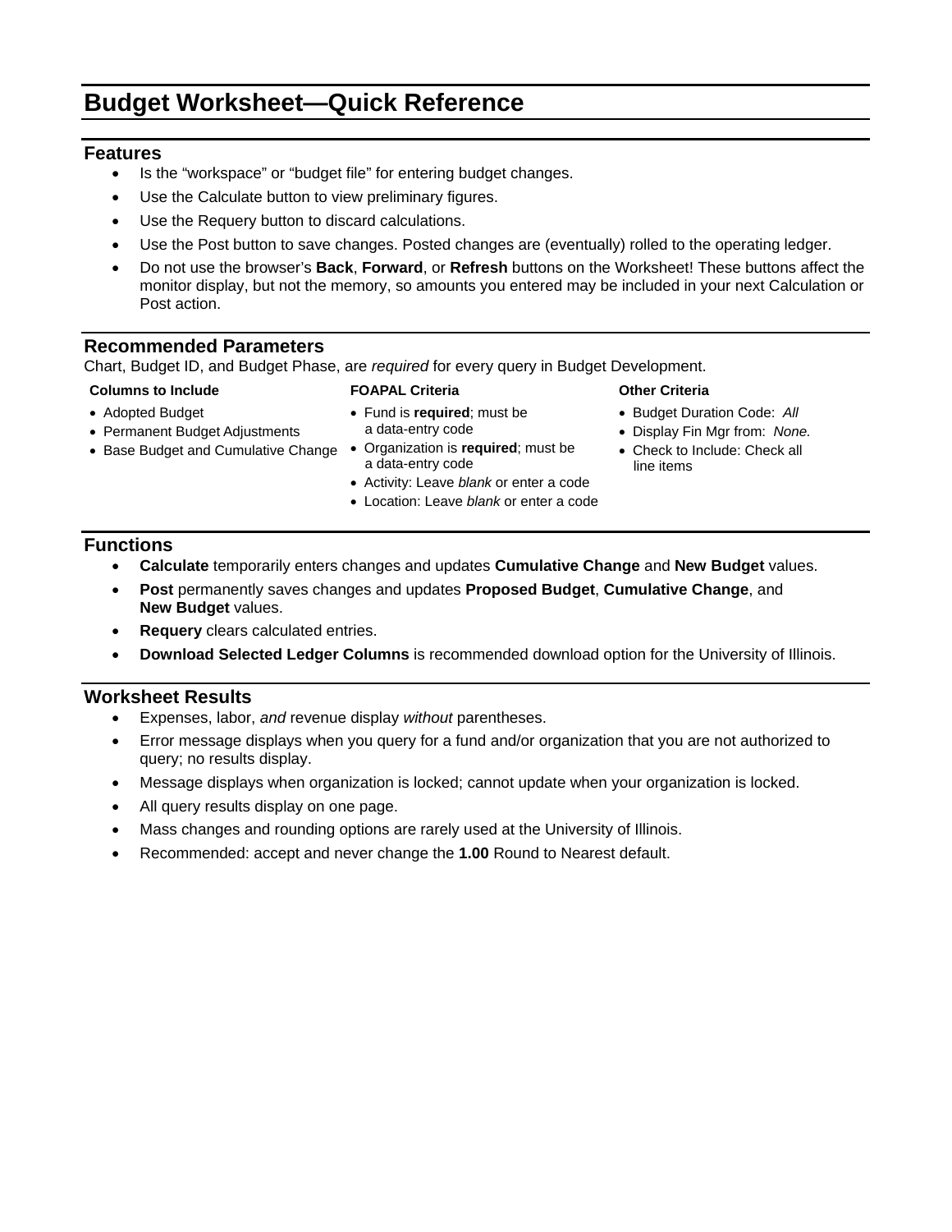# Budget Worksheet—Quick Reference

## Features

- Is the "workspace" or "budget file" for entering budget changes.
- Use the Calculate button to view preliminary figures.
- Use the Requery button to discard calculations.
- Use the Post button to save changes. Posted changes are (eventually) rolled to the operating ledger.
- Do not use the browser's **Back**, **Forward**, or **Refresh** buttons on the Worksheet! These buttons affect the monitor display, but not the memory, so amounts you entered may be included in your next Calculation or Post action.

## Recommended Parameters

Chart, Budget ID, and Budget Phase, are *required* for every query in Budget Development.

**Columns to Include**

- Adopted Budget
- Permanent Budget Adjustments
- Base Budget and Cumulative Change

**FOAPAL Criteria**

- Fund is **required**; must be a data-entry code
- Organization is **required**; must be a data-entry code
- Activity: Leave *blank* or enter a code
- Location: Leave *blank* or enter a code

**Other Criteria**

- Budget Duration Code: *All*
- Display Fin Mgr from: *None.*
- Check to Include: Check all line items

## Functions

- **Calculate** temporarily enters changes and updates **Cumulative Change** and **New Budget** values.
- **Post** permanently saves changes and updates **Proposed Budget**, **Cumulative Change**, and **New Budget** values.
- **Requery** clears calculated entries.
- **Download Selected Ledger Columns** is recommended download option for the University of Illinois.

## Worksheet Results

- Expenses, labor, *and* revenue display *without* parentheses.
- Error message displays when you query for a fund and/or organization that you are not authorized to query; no results display.
- Message displays when organization is locked; cannot update when your organization is locked.
- All query results display on one page.
- Mass changes and rounding options are rarely used at the University of Illinois.
- Recommended: accept and never change the **1.00** Round to Nearest default.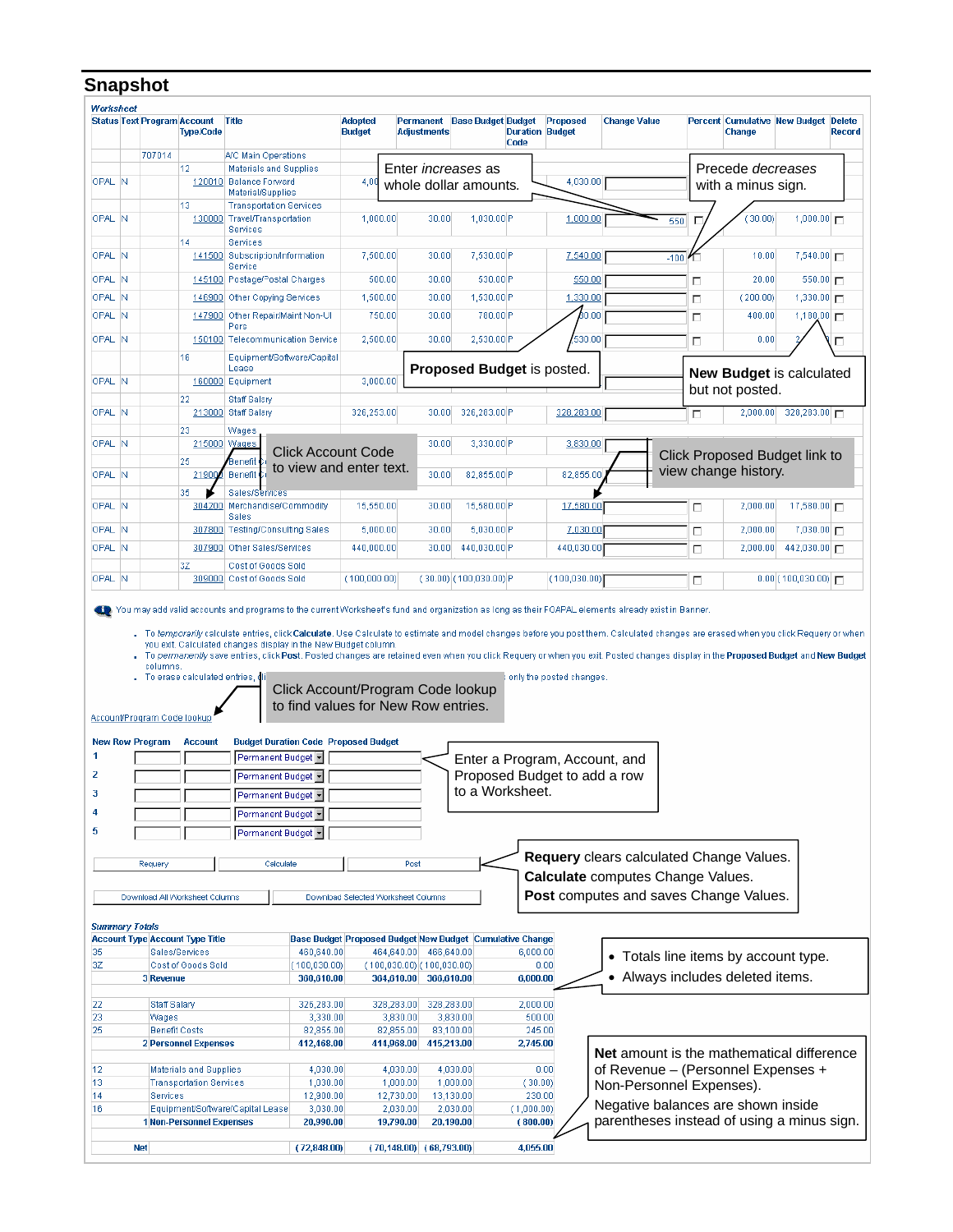## Snapshot

*Worksheet*

| Status | Text | Program | Account Type/Code | Title | Adopted Budget | Permanent Adjustments | Base Budget | Budget Duration Code | Proposed Budget | Change Value | Percent | Cumulative Change | New Budget | Delete Record |
|---|---|---|---|---|---|---|---|---|---|---|---|---|---|---|
| | | 707014 | | A/C Main Operations | | | | | | | | | | |
| | | | 12 | Materials and Supplies | | | | | | | | | | |
| OPAL | N | | 120010 | Balance Forward Material/Supplies | 4,00 | | | | 4,030.00 | | | | | |
| | | | 13 | Transportation Services | | | | | | | | | | |
| OPAL | N | | 130000 | Travel/Transportation Services | 1,000.00 | 30.00 | 1,030.00 | P | 1,000.00 | 550 | | (30.00) | 1,000.00 | |
| | | | 14 | Services | | | | | | | | | | |
| OPAL | N | | 141500 | Subscription/Information Service | 7,500.00 | 30.00 | 7,530.00 | P | 7,540.00 | -100 | | 10.00 | 7,540.00 | |
| OPAL | N | | 145100 | Postage/Postal Charges | 500.00 | 30.00 | 530.00 | P | 550.00 | | | 20.00 | 550.00 | |
| OPAL | N | | 146900 | Other Copying Services | 1,500.00 | 30.00 | 1,530.00 | P | 1,330.00 | | | (200.00) | 1,330.00 | |
| OPAL | N | | 147900 | Other Repair/Maint Non-UI Pers | 750.00 | 30.00 | 780.00 | P | 0.00 | | | 400.00 | 1,180.00 | |
| OPAL | N | | 150100 | Telecommunication Service | 2,500.00 | 30.00 | 2,530.00 | P | 530.00 | | | 0.00 | 2 | |
| | | | 16 | Equipment/Software/Capital Lease | | | | | | | | | | |
| OPAL | N | | 160000 | Equipment | 3,000.00 | | | | | | | | | |
| | | | 22 | Staff Salary | | | | | | | | | | |
| OPAL | N | | 213000 | Staff Salary | 326,253.00 | 30.00 | 326,283.00 | P | 328,283.00 | | | 2,000.00 | 328,283.00 | |
| | | | 23 | Wages | | | | | | | | | | |
| OPAL | N | | 215000 | Wages | | 30.00 | 3,330.00 | P | 3,830.00 | | | | | |
| | | | 25 | Benefit C | | | | | | | | | | |
| OPAL | N | | 219000 | Benefit C | | 30.00 | 82,855.00 | P | 82,855.00 | | | | | |
| | | | 35 | Sales/Services | | | | | | | | | | |
| OPAL | N | | 304200 | Merchandise/Commodity Sales | 15,550.00 | 30.00 | 15,580.00 | P | 17,580.00 | | | 2,000.00 | 17,580.00 | |
| OPAL | N | | 307800 | Testing/Consulting Sales | 5,000.00 | 30.00 | 5,030.00 | P | 7,030.00 | | | 2,000.00 | 7,030.00 | |
| OPAL | N | | 307900 | Other Sales/Services | 440,000.00 | 30.00 | 440,030.00 | P | 440,030.00 | | | 2,000.00 | 442,030.00 | |
| | | | 3Z | Cost of Goods Sold | | | | | | | | | | |
| OPAL | N | | 309000 | Cost of Goods Sold | (100,000.00) | (30.00) | (100,030.00) | P | (100,030.00) | | | 0.00 | (100,030.00) | |

Enter *increases* as whole dollar amounts.

Precede *decreases* with a minus sign.

**Proposed Budget** is posted.

**New Budget** is calculated but not posted.

Click Account Code to view and enter text.

Click Proposed Budget link to view change history.

You may add valid accounts and programs to the current Worksheet's fund and organization as long as their FOAPAL elements already exist in Banner.

- To *temporarily* calculate entries, click **Calculate**. Use Calculate to estimate and model changes before you post them. Calculated changes are erased when you click Requery or when you exit. Calculated changes display in the New Budget column.
- To *permanently* save entries, click **Post**. Posted changes are retained even when you click Requery or when you exit. Posted changes display in the **Proposed Budget** and **New Budget** columns.
- To erase calculated entries, cl... only the posted changes.

Click Account/Program Code lookup to find values for New Row entries.

Account/Program Code lookup

| New Row | Program | Account | Budget Duration Code | Proposed Budget |
|---|---|---|---|---|
| 1 | | | Permanent Budget | |
| 2 | | | Permanent Budget | |
| 3 | | | Permanent Budget | |
| 4 | | | Permanent Budget | |
| 5 | | | Permanent Budget | |

Enter a Program, Account, and Proposed Budget to add a row to a Worksheet.

Requery | Calculate | Post

**Requery** clears calculated Change Values.
**Calculate** computes Change Values.
**Post** computes and saves Change Values.

Download All Worksheet Columns | Download Selected Worksheet Columns

*Summary Totals*

| Account Type | Account Type Title | Base Budget | Proposed Budget | New Budget | Cumulative Change |
|---|---|---|---|---|---|
| 35 | Sales/Services | 460,640.00 | 464,640.00 | 466,640.00 | 6,000.00 |
| 3Z | Cost of Goods Sold | (100,030.00) | (100,030.00) | (100,030.00) | 0.00 |
| 3 | **Revenue** | **360,610.00** | **364,610.00** | **366,610.00** | **6,000.00** |
| | | | | | |
| 22 | Staff Salary | 326,283.00 | 328,283.00 | 328,283.00 | 2,000.00 |
| 23 | Wages | 3,330.00 | 3,830.00 | 3,830.00 | 500.00 |
| 25 | Benefit Costs | 82,855.00 | 82,855.00 | 83,100.00 | 245.00 |
| 2 | **Personnel Expenses** | **412,468.00** | **414,968.00** | **415,213.00** | **2,745.00** |
| | | | | | |
| 12 | Materials and Supplies | 4,030.00 | 4,030.00 | 4,030.00 | 0.00 |
| 13 | Transportation Services | 1,030.00 | 1,000.00 | 1,000.00 | (30.00) |
| 14 | Services | 12,900.00 | 12,730.00 | 13,130.00 | 230.00 |
| 16 | Equipment/Software/Capital Lease | 3,030.00 | 2,030.00 | 2,030.00 | (1,000.00) |
| 1 | **Non-Personnel Expenses** | **20,990.00** | **19,790.00** | **20,190.00** | **(800.00)** |
| | | | | | |
| | **Net** | **(72,848.00)** | **(70,148.00)** | **(68,793.00)** | **4,055.00** |

- Totals line items by account type.
- Always includes deleted items.

**Net** amount is the mathematical difference of Revenue – (Personnel Expenses + Non-Personnel Expenses).

Negative balances are shown inside parentheses instead of using a minus sign.